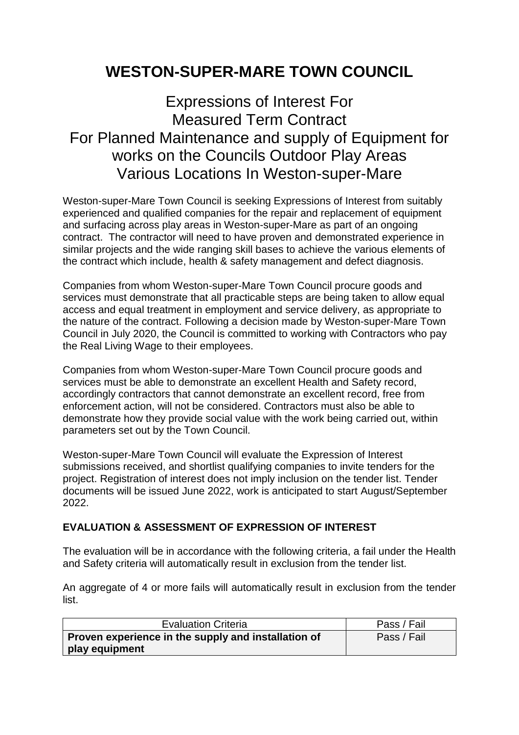# WESTON-SUPER-MARE TOWN COUNCIL

## Expressions of Interest For Measured Term Contract For Planned Maintenance and supply of Equipment for works on the Councils Outdoor Play Areas Various Locations In Weston-super-Mare

Weston-super-Mare Town Council is seeking Expressions of Interest from suitably experienced and qualified companies for the repair and replacement of equipment and surfacing across play areas in Weston-super-Mare as part of an ongoing contract. The contractor will need to have proven and demonstrated experience in similar projects and the wide ranging skill bases to achieve the various elements of the contract which include, health & safety management and defect diagnosis.

Companies from whom Weston-super-Mare Town Council procure goods and services must demonstrate that all practicable steps are being taken to allow equal access and equal treatment in employment and service delivery, as appropriate to the nature of the contract. Following a decision made by Weston-super-Mare Town Council in July 2020, the Council is committed to working with Contractors who pay the Real Living Wage to their employees.

Companies from whom Weston-super-Mare Town Council procure goods and services must be able to demonstrate an excellent Health and Safety record, accordingly contractors that cannot demonstrate an excellent record, free from enforcement action, will not be considered. Contractors must also be able to demonstrate how they provide social value with the work being carried out, within parameters set out by the Town Council.

Weston-super-Mare Town Council will evaluate the Expression of Interest submissions received, and shortlist qualifying companies to invite tenders for the project. Registration of interest does not imply inclusion on the tender list. Tender documents will be issued June 2022, work is anticipated to start August/September 2022.

**EVALUATION & ASSESSMENT OF EXPRESSION OF INTEREST**

The evaluation will be in accordance with the following criteria, a fail under the Health and Safety criteria will automatically result in exclusion from the tender list.

An aggregate of 4 or more fails will automatically result in exclusion from the tender list.

| Evaluation Criteria | Pass / Fail |
| --- | --- |
| **Proven experience in the supply and installation of play equipment** | Pass / Fail |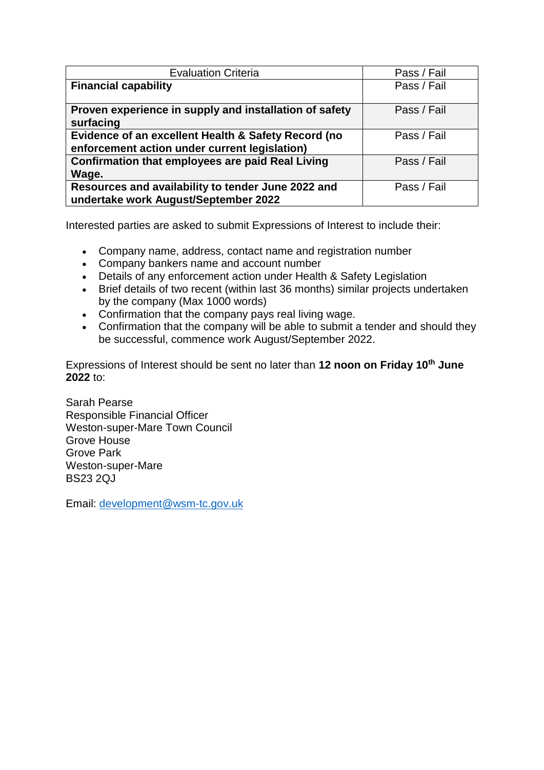| Evaluation Criteria | Pass / Fail |
|---|---|
| **Financial capability** | Pass / Fail |
| **Proven experience in supply and installation of safety surfacing** | Pass / Fail |
| **Evidence of an excellent Health & Safety Record (no enforcement action under current legislation)** | Pass / Fail |
| **Confirmation that employees are paid Real Living Wage.** | Pass / Fail |
| **Resources and availability to tender June 2022 and undertake work August/September 2022** | Pass / Fail |

Interested parties are asked to submit Expressions of Interest to include their:

- Company name, address, contact name and registration number
- Company bankers name and account number
- Details of any enforcement action under Health & Safety Legislation
- Brief details of two recent (within last 36 months) similar projects undertaken by the company (Max 1000 words)
- Confirmation that the company pays real living wage.
- Confirmation that the company will be able to submit a tender and should they be successful, commence work August/September 2022.

Expressions of Interest should be sent no later than **12 noon on Friday 10th June 2022** to:

Sarah Pearse
Responsible Financial Officer
Weston-super-Mare Town Council
Grove House
Grove Park
Weston-super-Mare
BS23 2QJ

Email: development@wsm-tc.gov.uk